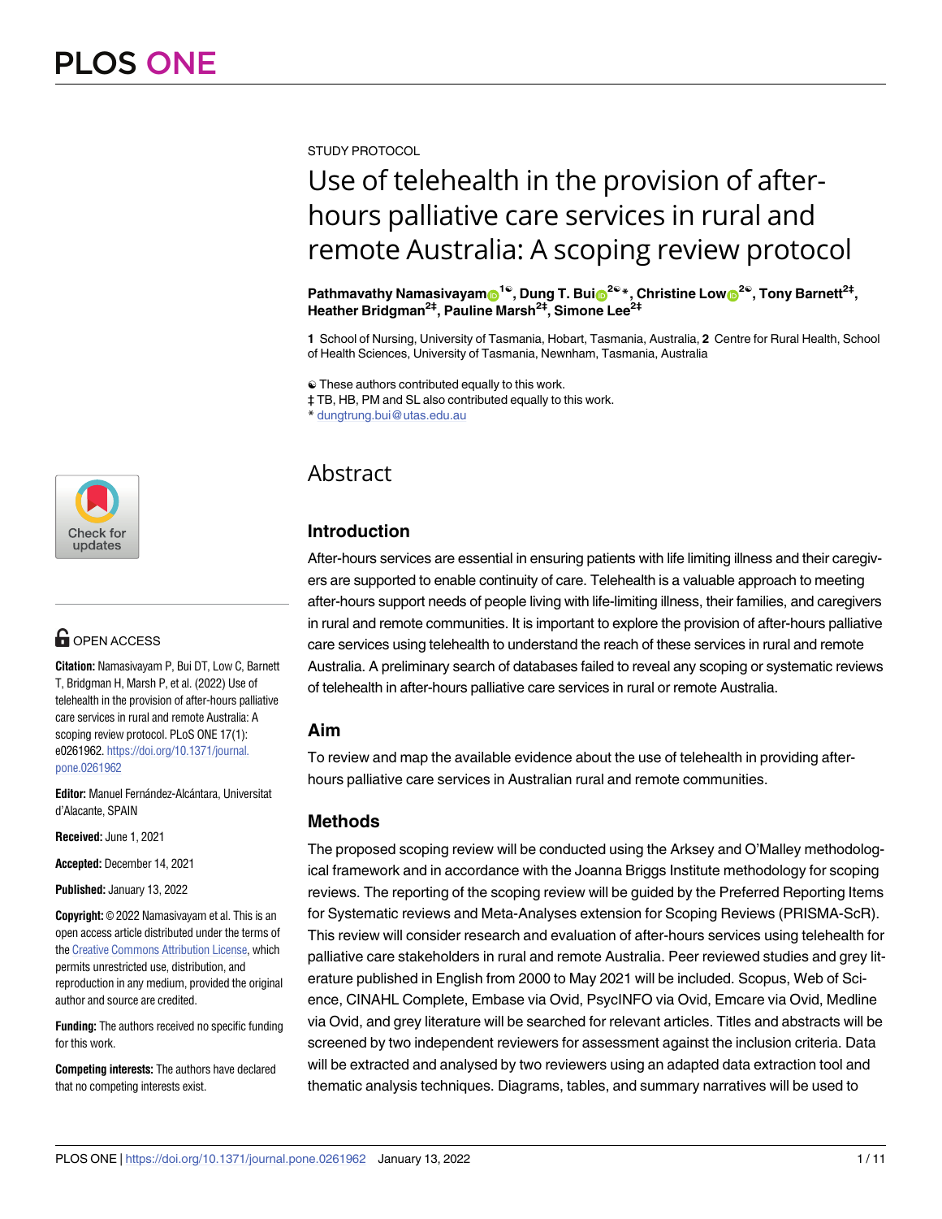STUDY PROTOCOL

# Use of telehealth in the provision of after-hours palliative care services in rural and remote Australia: A scoping review protocol

**Pathmavathy Namasivayam[1☯], Dung T. Bui[2☯]*, Christine Low[2☯], Tony Barnett[2‡], Heather Bridgman[2‡], Pauline Marsh[2‡], Simone Lee[2‡]**

**1** School of Nursing, University of Tasmania, Hobart, Tasmania, Australia, **2** Centre for Rural Health, School of Health Sciences, University of Tasmania, Newnham, Tasmania, Australia

☯ These authors contributed equally to this work.
‡ TB, HB, PM and SL also contributed equally to this work.
* dungtrung.bui@utas.edu.au

OPEN ACCESS

**Citation:** Namasivayam P, Bui DT, Low C, Barnett T, Bridgman H, Marsh P, et al. (2022) Use of telehealth in the provision of after-hours palliative care services in rural and remote Australia: A scoping review protocol. PLoS ONE 17(1): e0261962. https://doi.org/10.1371/journal.pone.0261962

**Editor:** Manuel Fernández-Alcántara, Universitat d'Alacante, SPAIN

**Received:** June 1, 2021

**Accepted:** December 14, 2021

**Published:** January 13, 2022

**Copyright:** © 2022 Namasivayam et al. This is an open access article distributed under the terms of the Creative Commons Attribution License, which permits unrestricted use, distribution, and reproduction in any medium, provided the original author and source are credited.

**Funding:** The authors received no specific funding for this work.

**Competing interests:** The authors have declared that no competing interests exist.

## Abstract

### Introduction

After-hours services are essential in ensuring patients with life limiting illness and their caregivers are supported to enable continuity of care. Telehealth is a valuable approach to meeting after-hours support needs of people living with life-limiting illness, their families, and caregivers in rural and remote communities. It is important to explore the provision of after-hours palliative care services using telehealth to understand the reach of these services in rural and remote Australia. A preliminary search of databases failed to reveal any scoping or systematic reviews of telehealth in after-hours palliative care services in rural or remote Australia.

### Aim

To review and map the available evidence about the use of telehealth in providing after-hours palliative care services in Australian rural and remote communities.

### Methods

The proposed scoping review will be conducted using the Arksey and O'Malley methodological framework and in accordance with the Joanna Briggs Institute methodology for scoping reviews. The reporting of the scoping review will be guided by the Preferred Reporting Items for Systematic reviews and Meta-Analyses extension for Scoping Reviews (PRISMA-ScR). This review will consider research and evaluation of after-hours services using telehealth for palliative care stakeholders in rural and remote Australia. Peer reviewed studies and grey literature published in English from 2000 to May 2021 will be included. Scopus, Web of Science, CINAHL Complete, Embase via Ovid, PsycINFO via Ovid, Emcare via Ovid, Medline via Ovid, and grey literature will be searched for relevant articles. Titles and abstracts will be screened by two independent reviewers for assessment against the inclusion criteria. Data will be extracted and analysed by two reviewers using an adapted data extraction tool and thematic analysis techniques. Diagrams, tables, and summary narratives will be used to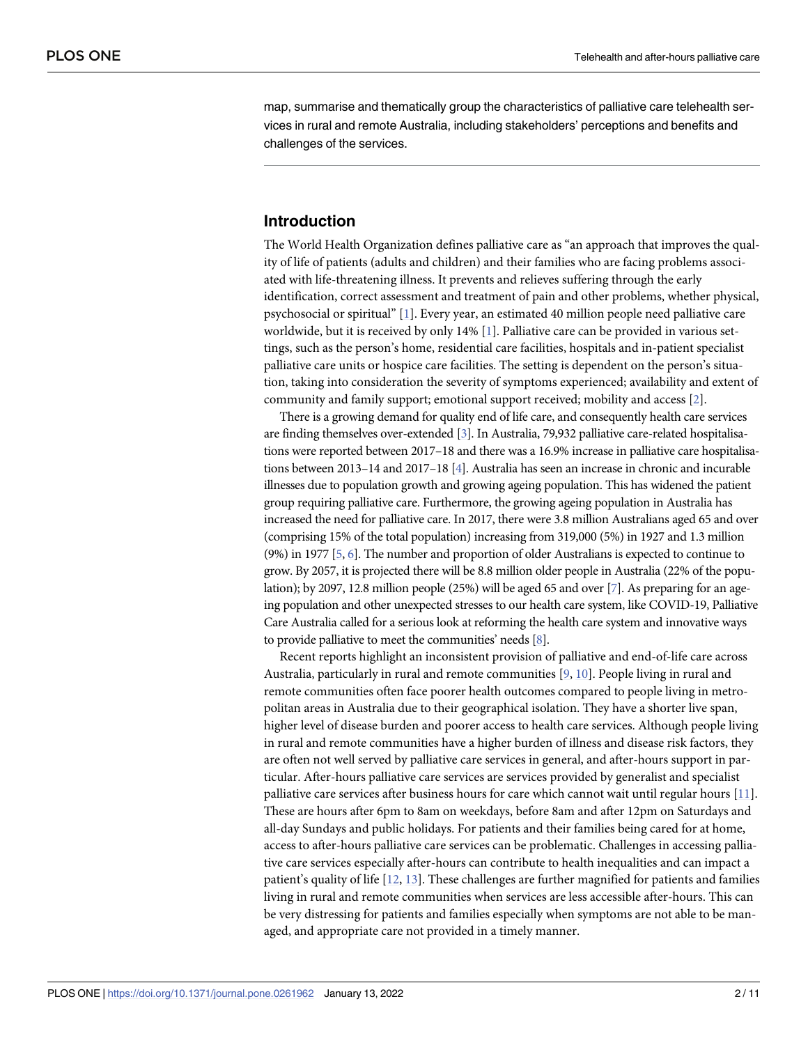map, summarise and thematically group the characteristics of palliative care telehealth services in rural and remote Australia, including stakeholders' perceptions and benefits and challenges of the services.

## Introduction

The World Health Organization defines palliative care as "an approach that improves the quality of life of patients (adults and children) and their families who are facing problems associated with life-threatening illness. It prevents and relieves suffering through the early identification, correct assessment and treatment of pain and other problems, whether physical, psychosocial or spiritual" [1]. Every year, an estimated 40 million people need palliative care worldwide, but it is received by only 14% [1]. Palliative care can be provided in various settings, such as the person's home, residential care facilities, hospitals and in-patient specialist palliative care units or hospice care facilities. The setting is dependent on the person's situation, taking into consideration the severity of symptoms experienced; availability and extent of community and family support; emotional support received; mobility and access [2].

There is a growing demand for quality end of life care, and consequently health care services are finding themselves over-extended [3]. In Australia, 79,932 palliative care-related hospitalisations were reported between 2017–18 and there was a 16.9% increase in palliative care hospitalisations between 2013–14 and 2017–18 [4]. Australia has seen an increase in chronic and incurable illnesses due to population growth and growing ageing population. This has widened the patient group requiring palliative care. Furthermore, the growing ageing population in Australia has increased the need for palliative care. In 2017, there were 3.8 million Australians aged 65 and over (comprising 15% of the total population) increasing from 319,000 (5%) in 1927 and 1.3 million (9%) in 1977 [5, 6]. The number and proportion of older Australians is expected to continue to grow. By 2057, it is projected there will be 8.8 million older people in Australia (22% of the population); by 2097, 12.8 million people (25%) will be aged 65 and over [7]. As preparing for an ageing population and other unexpected stresses to our health care system, like COVID-19, Palliative Care Australia called for a serious look at reforming the health care system and innovative ways to provide palliative to meet the communities' needs [8].

Recent reports highlight an inconsistent provision of palliative and end-of-life care across Australia, particularly in rural and remote communities [9, 10]. People living in rural and remote communities often face poorer health outcomes compared to people living in metropolitan areas in Australia due to their geographical isolation. They have a shorter live span, higher level of disease burden and poorer access to health care services. Although people living in rural and remote communities have a higher burden of illness and disease risk factors, they are often not well served by palliative care services in general, and after-hours support in particular. After-hours palliative care services are services provided by generalist and specialist palliative care services after business hours for care which cannot wait until regular hours [11]. These are hours after 6pm to 8am on weekdays, before 8am and after 12pm on Saturdays and all-day Sundays and public holidays. For patients and their families being cared for at home, access to after-hours palliative care services can be problematic. Challenges in accessing palliative care services especially after-hours can contribute to health inequalities and can impact a patient's quality of life [12, 13]. These challenges are further magnified for patients and families living in rural and remote communities when services are less accessible after-hours. This can be very distressing for patients and families especially when symptoms are not able to be managed, and appropriate care not provided in a timely manner.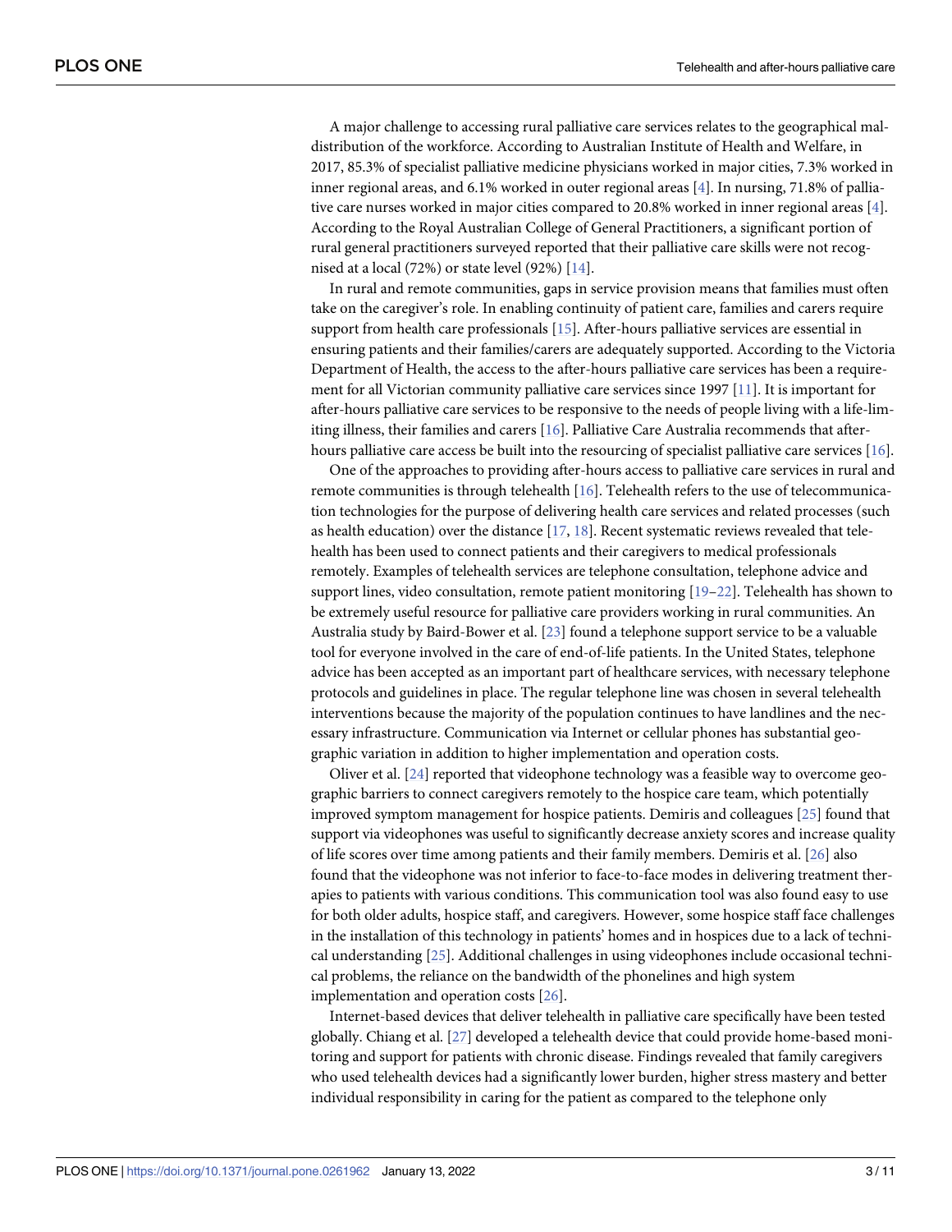A major challenge to accessing rural palliative care services relates to the geographical maldistribution of the workforce. According to Australian Institute of Health and Welfare, in 2017, 85.3% of specialist palliative medicine physicians worked in major cities, 7.3% worked in inner regional areas, and 6.1% worked in outer regional areas [4]. In nursing, 71.8% of palliative care nurses worked in major cities compared to 20.8% worked in inner regional areas [4]. According to the Royal Australian College of General Practitioners, a significant portion of rural general practitioners surveyed reported that their palliative care skills were not recognised at a local (72%) or state level (92%) [14].

In rural and remote communities, gaps in service provision means that families must often take on the caregiver's role. In enabling continuity of patient care, families and carers require support from health care professionals [15]. After-hours palliative services are essential in ensuring patients and their families/carers are adequately supported. According to the Victoria Department of Health, the access to the after-hours palliative care services has been a requirement for all Victorian community palliative care services since 1997 [11]. It is important for after-hours palliative care services to be responsive to the needs of people living with a life-limiting illness, their families and carers [16]. Palliative Care Australia recommends that after-hours palliative care access be built into the resourcing of specialist palliative care services [16].

One of the approaches to providing after-hours access to palliative care services in rural and remote communities is through telehealth [16]. Telehealth refers to the use of telecommunication technologies for the purpose of delivering health care services and related processes (such as health education) over the distance [17, 18]. Recent systematic reviews revealed that telehealth has been used to connect patients and their caregivers to medical professionals remotely. Examples of telehealth services are telephone consultation, telephone advice and support lines, video consultation, remote patient monitoring [19–22]. Telehealth has shown to be extremely useful resource for palliative care providers working in rural communities. An Australia study by Baird-Bower et al. [23] found a telephone support service to be a valuable tool for everyone involved in the care of end-of-life patients. In the United States, telephone advice has been accepted as an important part of healthcare services, with necessary telephone protocols and guidelines in place. The regular telephone line was chosen in several telehealth interventions because the majority of the population continues to have landlines and the necessary infrastructure. Communication via Internet or cellular phones has substantial geographic variation in addition to higher implementation and operation costs.

Oliver et al. [24] reported that videophone technology was a feasible way to overcome geographic barriers to connect caregivers remotely to the hospice care team, which potentially improved symptom management for hospice patients. Demiris and colleagues [25] found that support via videophones was useful to significantly decrease anxiety scores and increase quality of life scores over time among patients and their family members. Demiris et al. [26] also found that the videophone was not inferior to face-to-face modes in delivering treatment therapies to patients with various conditions. This communication tool was also found easy to use for both older adults, hospice staff, and caregivers. However, some hospice staff face challenges in the installation of this technology in patients' homes and in hospices due to a lack of technical understanding [25]. Additional challenges in using videophones include occasional technical problems, the reliance on the bandwidth of the phonelines and high system implementation and operation costs [26].

Internet-based devices that deliver telehealth in palliative care specifically have been tested globally. Chiang et al. [27] developed a telehealth device that could provide home-based monitoring and support for patients with chronic disease. Findings revealed that family caregivers who used telehealth devices had a significantly lower burden, higher stress mastery and better individual responsibility in caring for the patient as compared to the telephone only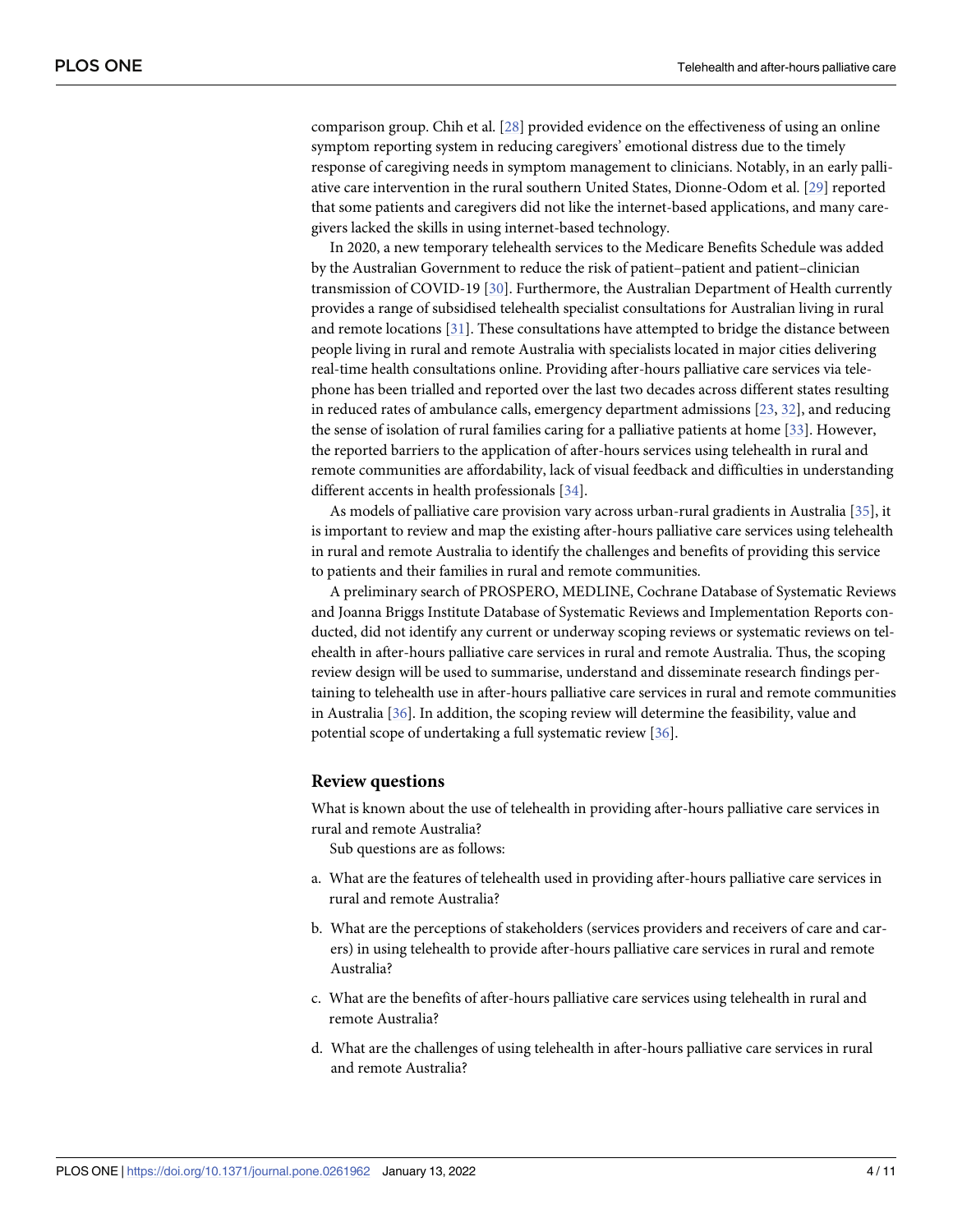comparison group. Chih et al. [28] provided evidence on the effectiveness of using an online symptom reporting system in reducing caregivers' emotional distress due to the timely response of caregiving needs in symptom management to clinicians. Notably, in an early palliative care intervention in the rural southern United States, Dionne-Odom et al. [29] reported that some patients and caregivers did not like the internet-based applications, and many caregivers lacked the skills in using internet-based technology.

In 2020, a new temporary telehealth services to the Medicare Benefits Schedule was added by the Australian Government to reduce the risk of patient–patient and patient–clinician transmission of COVID-19 [30]. Furthermore, the Australian Department of Health currently provides a range of subsidised telehealth specialist consultations for Australian living in rural and remote locations [31]. These consultations have attempted to bridge the distance between people living in rural and remote Australia with specialists located in major cities delivering real-time health consultations online. Providing after-hours palliative care services via telephone has been trialled and reported over the last two decades across different states resulting in reduced rates of ambulance calls, emergency department admissions [23, 32], and reducing the sense of isolation of rural families caring for a palliative patients at home [33]. However, the reported barriers to the application of after-hours services using telehealth in rural and remote communities are affordability, lack of visual feedback and difficulties in understanding different accents in health professionals [34].

As models of palliative care provision vary across urban-rural gradients in Australia [35], it is important to review and map the existing after-hours palliative care services using telehealth in rural and remote Australia to identify the challenges and benefits of providing this service to patients and their families in rural and remote communities.

A preliminary search of PROSPERO, MEDLINE, Cochrane Database of Systematic Reviews and Joanna Briggs Institute Database of Systematic Reviews and Implementation Reports conducted, did not identify any current or underway scoping reviews or systematic reviews on telehealth in after-hours palliative care services in rural and remote Australia. Thus, the scoping review design will be used to summarise, understand and disseminate research findings pertaining to telehealth use in after-hours palliative care services in rural and remote communities in Australia [36]. In addition, the scoping review will determine the feasibility, value and potential scope of undertaking a full systematic review [36].

## Review questions

What is known about the use of telehealth in providing after-hours palliative care services in rural and remote Australia?

Sub questions are as follows:

a. What are the features of telehealth used in providing after-hours palliative care services in rural and remote Australia?

b. What are the perceptions of stakeholders (services providers and receivers of care and carers) in using telehealth to provide after-hours palliative care services in rural and remote Australia?

c. What are the benefits of after-hours palliative care services using telehealth in rural and remote Australia?

d. What are the challenges of using telehealth in after-hours palliative care services in rural and remote Australia?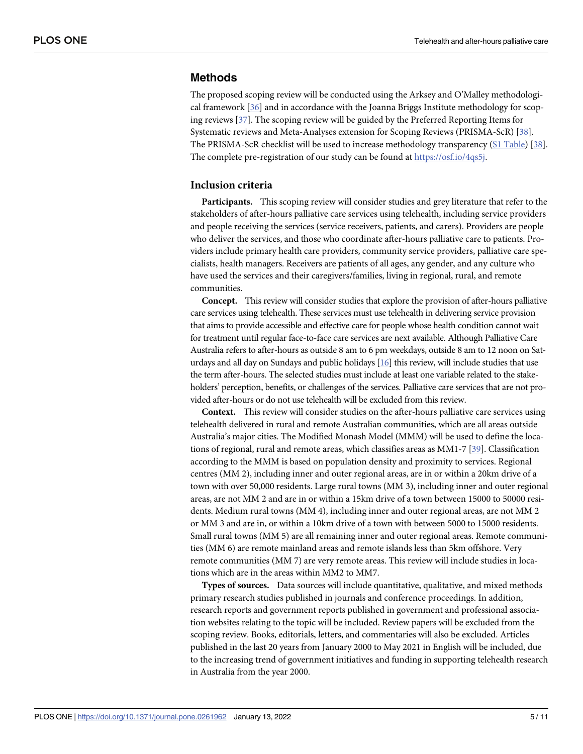## Methods

The proposed scoping review will be conducted using the Arksey and O'Malley methodological framework [36] and in accordance with the Joanna Briggs Institute methodology for scoping reviews [37]. The scoping review will be guided by the Preferred Reporting Items for Systematic reviews and Meta-Analyses extension for Scoping Reviews (PRISMA-ScR) [38]. The PRISMA-ScR checklist will be used to increase methodology transparency (S1 Table) [38]. The complete pre-registration of our study can be found at https://osf.io/4qs5j.

### Inclusion criteria

**Participants.** This scoping review will consider studies and grey literature that refer to the stakeholders of after-hours palliative care services using telehealth, including service providers and people receiving the services (service receivers, patients, and carers). Providers are people who deliver the services, and those who coordinate after-hours palliative care to patients. Providers include primary health care providers, community service providers, palliative care specialists, health managers. Receivers are patients of all ages, any gender, and any culture who have used the services and their caregivers/families, living in regional, rural, and remote communities.

**Concept.** This review will consider studies that explore the provision of after-hours palliative care services using telehealth. These services must use telehealth in delivering service provision that aims to provide accessible and effective care for people whose health condition cannot wait for treatment until regular face-to-face care services are next available. Although Palliative Care Australia refers to after-hours as outside 8 am to 6 pm weekdays, outside 8 am to 12 noon on Saturdays and all day on Sundays and public holidays [16] this review, will include studies that use the term after-hours. The selected studies must include at least one variable related to the stakeholders' perception, benefits, or challenges of the services. Palliative care services that are not provided after-hours or do not use telehealth will be excluded from this review.

**Context.** This review will consider studies on the after-hours palliative care services using telehealth delivered in rural and remote Australian communities, which are all areas outside Australia's major cities. The Modified Monash Model (MMM) will be used to define the locations of regional, rural and remote areas, which classifies areas as MM1-7 [39]. Classification according to the MMM is based on population density and proximity to services. Regional centres (MM 2), including inner and outer regional areas, are in or within a 20km drive of a town with over 50,000 residents. Large rural towns (MM 3), including inner and outer regional areas, are not MM 2 and are in or within a 15km drive of a town between 15000 to 50000 residents. Medium rural towns (MM 4), including inner and outer regional areas, are not MM 2 or MM 3 and are in, or within a 10km drive of a town with between 5000 to 15000 residents. Small rural towns (MM 5) are all remaining inner and outer regional areas. Remote communities (MM 6) are remote mainland areas and remote islands less than 5km offshore. Very remote communities (MM 7) are very remote areas. This review will include studies in locations which are in the areas within MM2 to MM7.

**Types of sources.** Data sources will include quantitative, qualitative, and mixed methods primary research studies published in journals and conference proceedings. In addition, research reports and government reports published in government and professional association websites relating to the topic will be included. Review papers will be excluded from the scoping review. Books, editorials, letters, and commentaries will also be excluded. Articles published in the last 20 years from January 2000 to May 2021 in English will be included, due to the increasing trend of government initiatives and funding in supporting telehealth research in Australia from the year 2000.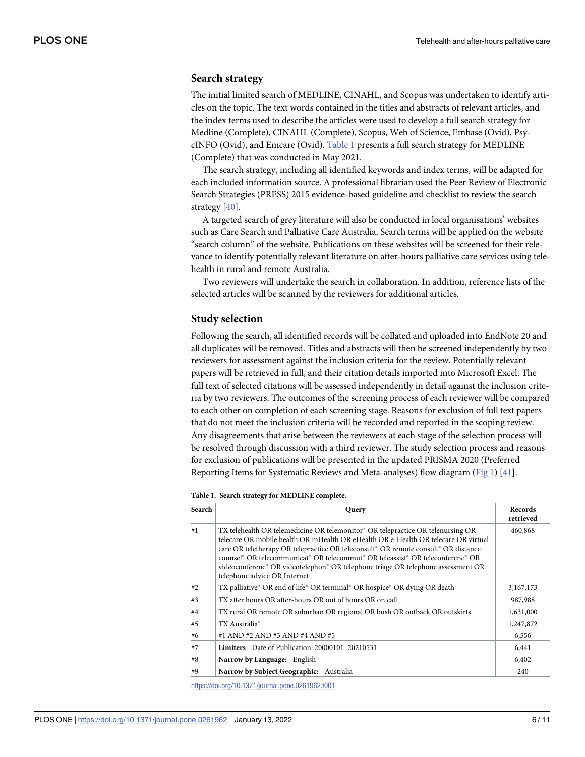## Search strategy

The initial limited search of MEDLINE, CINAHL, and Scopus was undertaken to identify articles on the topic. The text words contained in the titles and abstracts of relevant articles, and the index terms used to describe the articles were used to develop a full search strategy for Medline (Complete), CINAHL (Complete), Scopus, Web of Science, Embase (Ovid), PsycINFO (Ovid), and Emcare (Ovid). Table 1 presents a full search strategy for MEDLINE (Complete) that was conducted in May 2021.

The search strategy, including all identified keywords and index terms, will be adapted for each included information source. A professional librarian used the Peer Review of Electronic Search Strategies (PRESS) 2015 evidence-based guideline and checklist to review the search strategy [40].

A targeted search of grey literature will also be conducted in local organisations' websites such as Care Search and Palliative Care Australia. Search terms will be applied on the website "search column" of the website. Publications on these websites will be screened for their relevance to identify potentially relevant literature on after-hours palliative care services using telehealth in rural and remote Australia.

Two reviewers will undertake the search in collaboration. In addition, reference lists of the selected articles will be scanned by the reviewers for additional articles.

## Study selection

Following the search, all identified records will be collated and uploaded into EndNote 20 and all duplicates will be removed. Titles and abstracts will then be screened independently by two reviewers for assessment against the inclusion criteria for the review. Potentially relevant papers will be retrieved in full, and their citation details imported into Microsoft Excel. The full text of selected citations will be assessed independently in detail against the inclusion criteria by two reviewers. The outcomes of the screening process of each reviewer will be compared to each other on completion of each screening stage. Reasons for exclusion of full text papers that do not meet the inclusion criteria will be recorded and reported in the scoping review. Any disagreements that arise between the reviewers at each stage of the selection process will be resolved through discussion with a third reviewer. The study selection process and reasons for exclusion of publications will be presented in the updated PRISMA 2020 (Preferred Reporting Items for Systematic Reviews and Meta-analyses) flow diagram (Fig 1) [41].

**Table 1. Search strategy for MEDLINE complete.**

| Search | Query | Records retrieved |
|---|---|---|
| #1 | TX telehealth OR telemedicine OR telemonitor* OR telepractice OR telenursing OR telecare OR mobile health OR mHealth OR eHealth OR e-Health OR telecare OR virtual care OR teletherapy OR telepractice OR teleconsult* OR remote consult* OR distance counsel* OR telecommunicat* OR telecommut* OR teleassist* OR teleconferenc* OR videoconferenc* OR videotelephon* OR telephone triage OR telephone assessment OR telephone advice OR Internet | 460,868 |
| #2 | TX palliative* OR end of life* OR terminal* OR hospice* OR dying OR death | 3,167,173 |
| #3 | TX after hours OR after-hours OR out of hours OR on call | 987,988 |
| #4 | TX rural OR remote OR suburban OR regional OR bush OR outback OR outskirts | 1,631,000 |
| #5 | TX Australia* | 1,247,872 |
| #6 | #1 AND #2 AND #3 AND #4 AND #5 | 6,556 |
| #7 | **Limiters** - Date of Publication: 20000101–20210531 | 6,441 |
| #8 | **Narrow by Language:** - English | 6,402 |
| #9 | **Narrow by Subject Geographic:** - Australia | 240 |

https://doi.org/10.1371/journal.pone.0261962.t001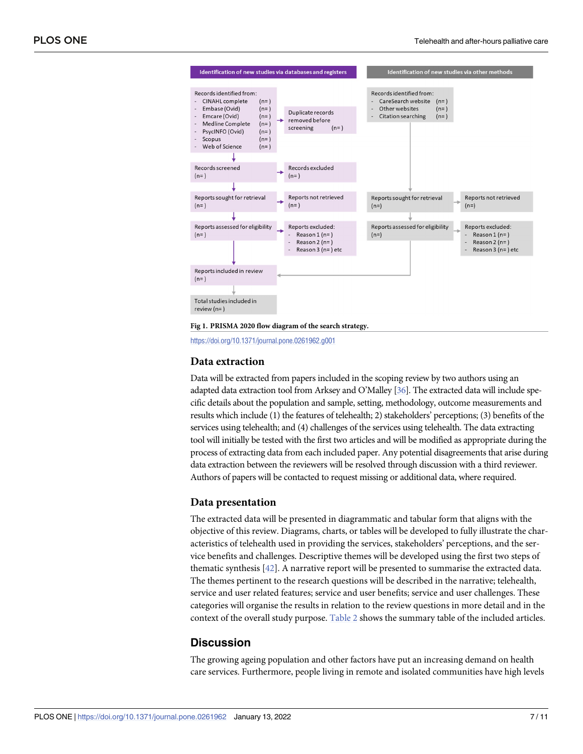**Identification of new studies via databases and registers**

Records identified from:
- CINAHL complete (n= )
- Embase (Ovid) (n= )
- Emcare (Ovid) (n= )
- Medline Complete (n= )
- PsycINFO (Ovid) (n= )
- Scopus (n= )
- Web of Science (n= )

Duplicate records removed before screening (n= )

Records screened (n= )

Records excluded (n= )

Reports sought for retrieval (n= )

Reports not retrieved (n= )

Reports assessed for eligibility (n= )

Reports excluded:
- Reason 1 (n= )
- Reason 2 (n= )
- Reason 3 (n= ) etc

Reports included in review (n= )

Total studies included in review (n= )

**Identification of new studies via other methods**

Records identified from:
- CareSearch website (n= )
- Other websites (n= )
- Citation searching (n= )

Reports sought for retrieval (n=)

Reports not retrieved (n=)

Reports assessed for eligibility (n=)

Reports excluded:
- Reason 1 (n= )
- Reason 2 (n= )
- Reason 3 (n= ) etc

**Fig 1. PRISMA 2020 flow diagram of the search strategy.**

https://doi.org/10.1371/journal.pone.0261962.g001

### Data extraction

Data will be extracted from papers included in the scoping review by two authors using an adapted data extraction tool from Arksey and O'Malley [36]. The extracted data will include specific details about the population and sample, setting, methodology, outcome measurements and results which include (1) the features of telehealth; 2) stakeholders' perceptions; (3) benefits of the services using telehealth; and (4) challenges of the services using telehealth. The data extracting tool will initially be tested with the first two articles and will be modified as appropriate during the process of extracting data from each included paper. Any potential disagreements that arise during data extraction between the reviewers will be resolved through discussion with a third reviewer. Authors of papers will be contacted to request missing or additional data, where required.

### Data presentation

The extracted data will be presented in diagrammatic and tabular form that aligns with the objective of this review. Diagrams, charts, or tables will be developed to fully illustrate the characteristics of telehealth used in providing the services, stakeholders' perceptions, and the service benefits and challenges. Descriptive themes will be developed using the first two steps of thematic synthesis [42]. A narrative report will be presented to summarise the extracted data. The themes pertinent to the research questions will be described in the narrative; telehealth, service and user related features; service and user benefits; service and user challenges. These categories will organise the results in relation to the review questions in more detail and in the context of the overall study purpose. Table 2 shows the summary table of the included articles.

## Discussion

The growing ageing population and other factors have put an increasing demand on health care services. Furthermore, people living in remote and isolated communities have high levels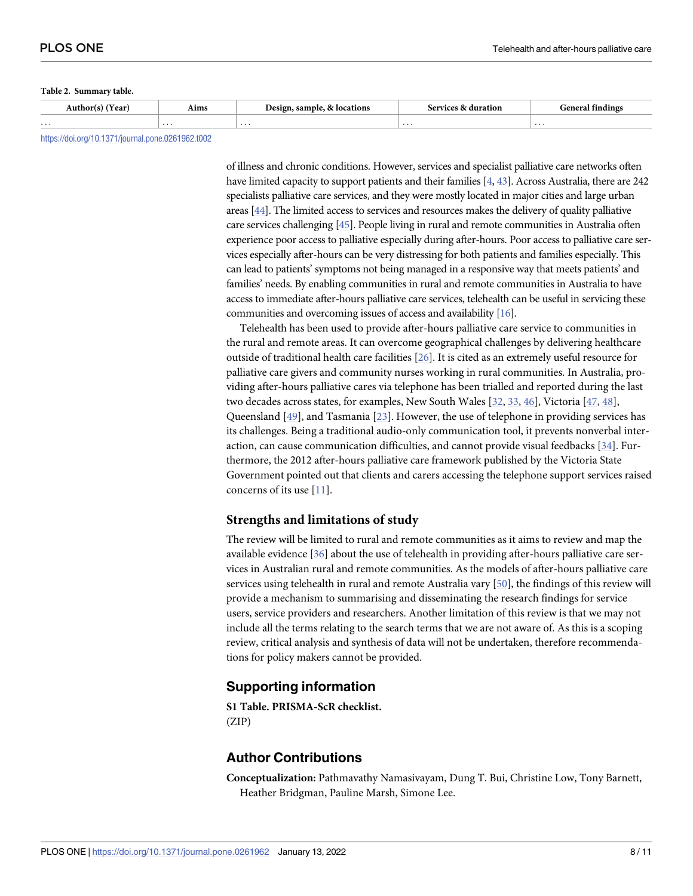**Table 2. Summary table.**

| Author(s) (Year) | Aims | Design, sample, & locations | Services & duration | General findings |
| --- | --- | --- | --- | --- |
| ... | ... | ... | ... | ... |

https://doi.org/10.1371/journal.pone.0261962.t002

of illness and chronic conditions. However, services and specialist palliative care networks often have limited capacity to support patients and their families [4, 43]. Across Australia, there are 242 specialists palliative care services, and they were mostly located in major cities and large urban areas [44]. The limited access to services and resources makes the delivery of quality palliative care services challenging [45]. People living in rural and remote communities in Australia often experience poor access to palliative especially during after-hours. Poor access to palliative care services especially after-hours can be very distressing for both patients and families especially. This can lead to patients' symptoms not being managed in a responsive way that meets patients' and families' needs. By enabling communities in rural and remote communities in Australia to have access to immediate after-hours palliative care services, telehealth can be useful in servicing these communities and overcoming issues of access and availability [16].

Telehealth has been used to provide after-hours palliative care service to communities in the rural and remote areas. It can overcome geographical challenges by delivering healthcare outside of traditional health care facilities [26]. It is cited as an extremely useful resource for palliative care givers and community nurses working in rural communities. In Australia, providing after-hours palliative cares via telephone has been trialled and reported during the last two decades across states, for examples, New South Wales [32, 33, 46], Victoria [47, 48], Queensland [49], and Tasmania [23]. However, the use of telephone in providing services has its challenges. Being a traditional audio-only communication tool, it prevents nonverbal interaction, can cause communication difficulties, and cannot provide visual feedbacks [34]. Furthermore, the 2012 after-hours palliative care framework published by the Victoria State Government pointed out that clients and carers accessing the telephone support services raised concerns of its use [11].

## Strengths and limitations of study

The review will be limited to rural and remote communities as it aims to review and map the available evidence [36] about the use of telehealth in providing after-hours palliative care services in Australian rural and remote communities. As the models of after-hours palliative care services using telehealth in rural and remote Australia vary [50], the findings of this review will provide a mechanism to summarising and disseminating the research findings for service users, service providers and researchers. Another limitation of this review is that we may not include all the terms relating to the search terms that we are not aware of. As this is a scoping review, critical analysis and synthesis of data will not be undertaken, therefore recommendations for policy makers cannot be provided.

## Supporting information

**S1 Table. PRISMA-ScR checklist.**
(ZIP)

## Author Contributions

**Conceptualization:** Pathmavathy Namasivayam, Dung T. Bui, Christine Low, Tony Barnett, Heather Bridgman, Pauline Marsh, Simone Lee.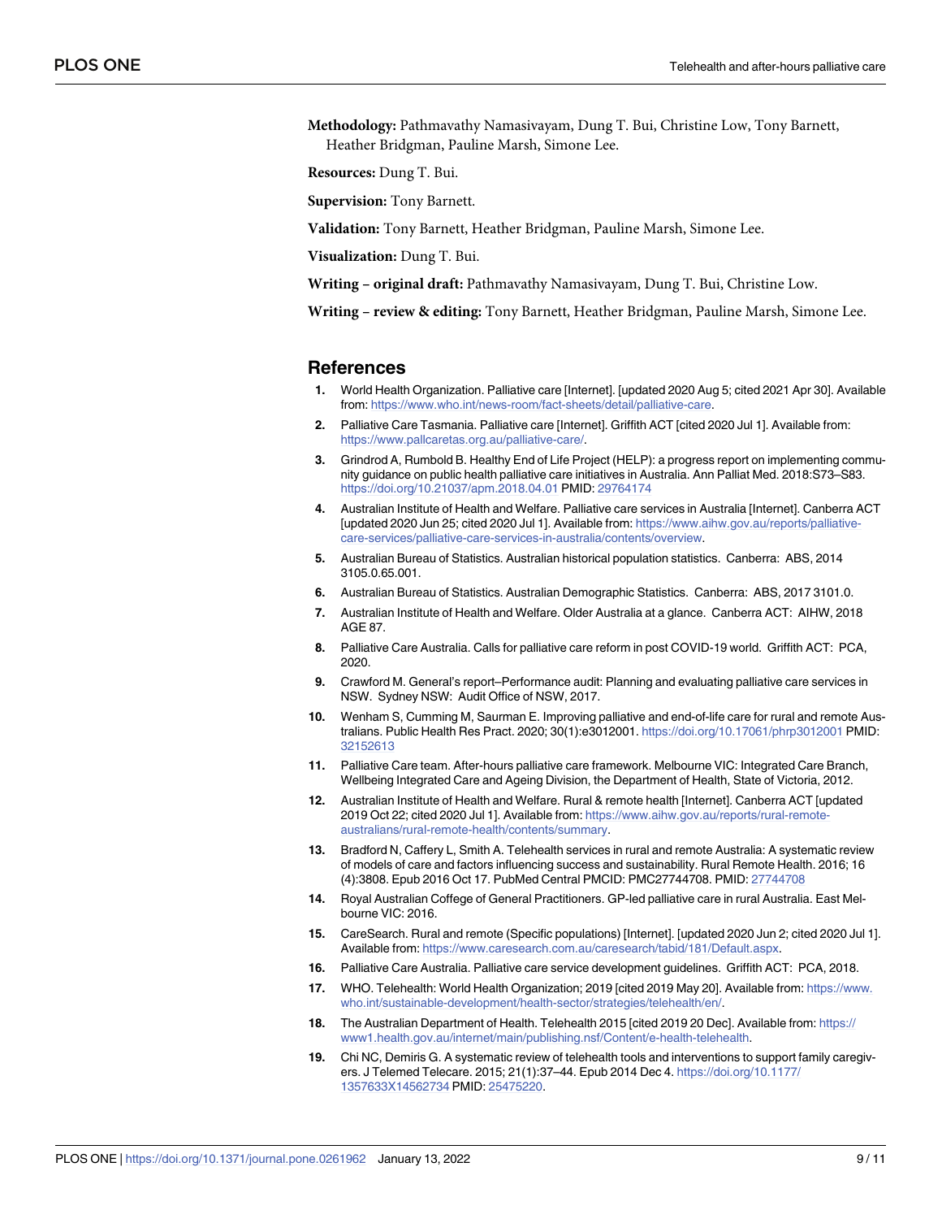**Methodology:** Pathmavathy Namasivayam, Dung T. Bui, Christine Low, Tony Barnett, Heather Bridgman, Pauline Marsh, Simone Lee.

**Resources:** Dung T. Bui.

**Supervision:** Tony Barnett.

**Validation:** Tony Barnett, Heather Bridgman, Pauline Marsh, Simone Lee.

**Visualization:** Dung T. Bui.

**Writing – original draft:** Pathmavathy Namasivayam, Dung T. Bui, Christine Low.

**Writing – review & editing:** Tony Barnett, Heather Bridgman, Pauline Marsh, Simone Lee.

## References

1. World Health Organization. Palliative care [Internet]. [updated 2020 Aug 5; cited 2021 Apr 30]. Available from: https://www.who.int/news-room/fact-sheets/detail/palliative-care.
2. Palliative Care Tasmania. Palliative care [Internet]. Griffith ACT [cited 2020 Jul 1]. Available from: https://www.pallcaretas.org.au/palliative-care/.
3. Grindrod A, Rumbold B. Healthy End of Life Project (HELP): a progress report on implementing community guidance on public health palliative care initiatives in Australia. Ann Palliat Med. 2018:S73–S83. https://doi.org/10.21037/apm.2018.04.01 PMID: 29764174
4. Australian Institute of Health and Welfare. Palliative care services in Australia [Internet]. Canberra ACT [updated 2020 Jun 25; cited 2020 Jul 1]. Available from: https://www.aihw.gov.au/reports/palliative-care-services/palliative-care-services-in-australia/contents/overview.
5. Australian Bureau of Statistics. Australian historical population statistics. Canberra: ABS, 2014 3105.0.65.001.
6. Australian Bureau of Statistics. Australian Demographic Statistics. Canberra: ABS, 2017 3101.0.
7. Australian Institute of Health and Welfare. Older Australia at a glance. Canberra ACT: AIHW, 2018 AGE 87.
8. Palliative Care Australia. Calls for palliative care reform in post COVID-19 world. Griffith ACT: PCA, 2020.
9. Crawford M. General's report–Performance audit: Planning and evaluating palliative care services in NSW. Sydney NSW: Audit Office of NSW, 2017.
10. Wenham S, Cumming M, Saurman E. Improving palliative and end-of-life care for rural and remote Australians. Public Health Res Pract. 2020; 30(1):e3012001. https://doi.org/10.17061/phrp3012001 PMID: 32152613
11. Palliative Care team. After-hours palliative care framework. Melbourne VIC: Integrated Care Branch, Wellbeing Integrated Care and Ageing Division, the Department of Health, State of Victoria, 2012.
12. Australian Institute of Health and Welfare. Rural & remote health [Internet]. Canberra ACT [updated 2019 Oct 22; cited 2020 Jul 1]. Available from: https://www.aihw.gov.au/reports/rural-remote-australians/rural-remote-health/contents/summary.
13. Bradford N, Caffery L, Smith A. Telehealth services in rural and remote Australia: A systematic review of models of care and factors influencing success and sustainability. Rural Remote Health. 2016; 16 (4):3808. Epub 2016 Oct 17. PubMed Central PMCID: PMC27744708. PMID: 27744708
14. Royal Australian Coffege of General Practitioners. GP-led palliative care in rural Australia. East Melbourne VIC: 2016.
15. CareSearch. Rural and remote (Specific populations) [Internet]. [updated 2020 Jun 2; cited 2020 Jul 1]. Available from: https://www.caresearch.com.au/caresearch/tabid/181/Default.aspx.
16. Palliative Care Australia. Palliative care service development guidelines. Griffith ACT: PCA, 2018.
17. WHO. Telehealth: World Health Organization; 2019 [cited 2019 May 20]. Available from: https://www.who.int/sustainable-development/health-sector/strategies/telehealth/en/.
18. The Australian Department of Health. Telehealth 2015 [cited 2019 20 Dec]. Available from: https://www1.health.gov.au/internet/main/publishing.nsf/Content/e-health-telehealth.
19. Chi NC, Demiris G. A systematic review of telehealth tools and interventions to support family caregivers. J Telemed Telecare. 2015; 21(1):37–44. Epub 2014 Dec 4. https://doi.org/10.1177/1357633X14562734 PMID: 25475220.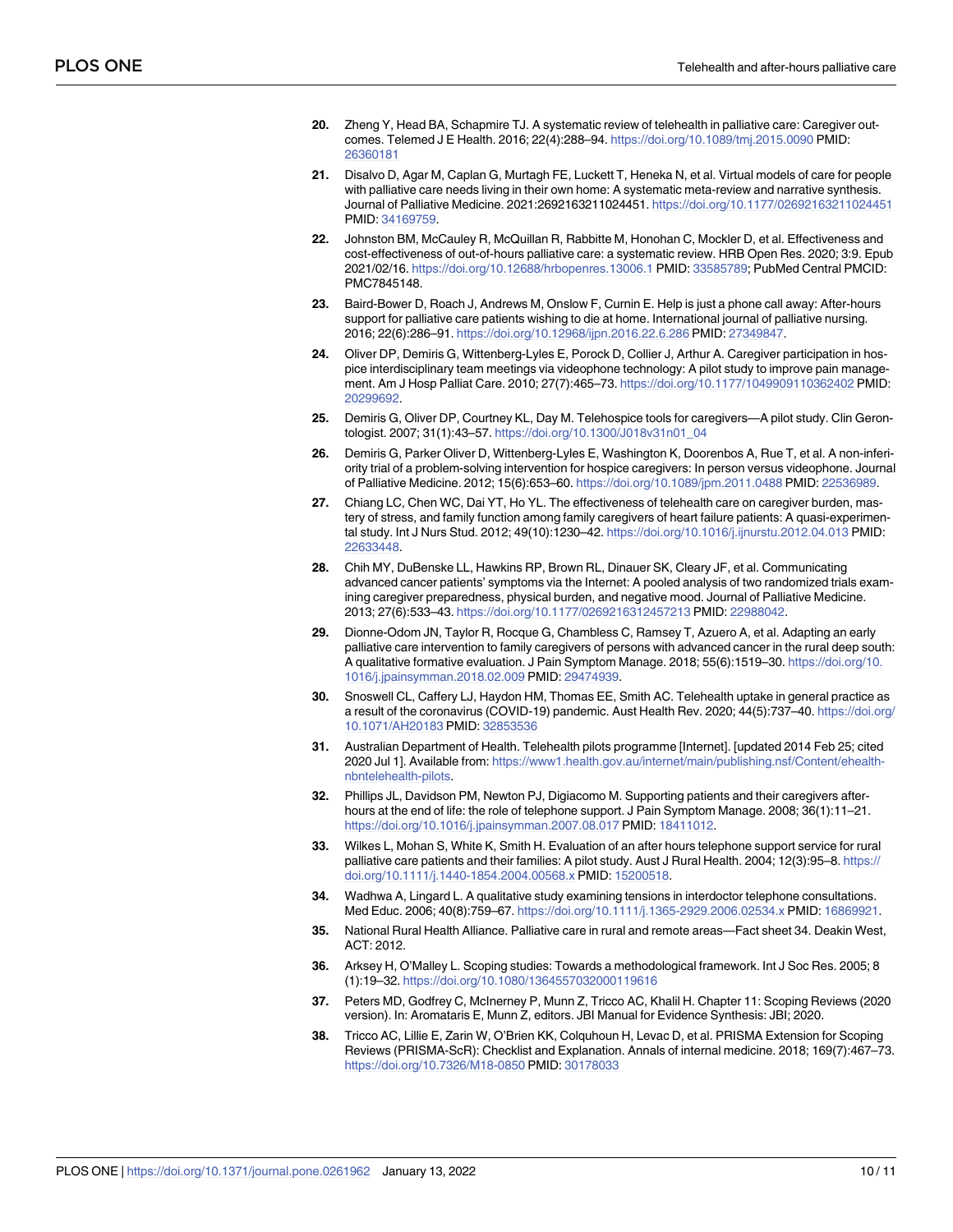20. Zheng Y, Head BA, Schapmire TJ. A systematic review of telehealth in palliative care: Caregiver outcomes. Telemed J E Health. 2016; 22(4):288–94. https://doi.org/10.1089/tmj.2015.0090 PMID: 26360181

21. Disalvo D, Agar M, Caplan G, Murtagh FE, Luckett T, Heneka N, et al. Virtual models of care for people with palliative care needs living in their own home: A systematic meta-review and narrative synthesis. Journal of Palliative Medicine. 2021:2692163211024451. https://doi.org/10.1177/02692163211024451 PMID: 34169759.

22. Johnston BM, McCauley R, McQuillan R, Rabbitte M, Honohan C, Mockler D, et al. Effectiveness and cost-effectiveness of out-of-hours palliative care: a systematic review. HRB Open Res. 2020; 3:9. Epub 2021/02/16. https://doi.org/10.12688/hrbopenres.13006.1 PMID: 33585789; PubMed Central PMCID: PMC7845148.

23. Baird-Bower D, Roach J, Andrews M, Onslow F, Curnin E. Help is just a phone call away: After-hours support for palliative care patients wishing to die at home. International journal of palliative nursing. 2016; 22(6):286–91. https://doi.org/10.12968/ijpn.2016.22.6.286 PMID: 27349847.

24. Oliver DP, Demiris G, Wittenberg-Lyles E, Porock D, Collier J, Arthur A. Caregiver participation in hospice interdisciplinary team meetings via videophone technology: A pilot study to improve pain management. Am J Hosp Palliat Care. 2010; 27(7):465–73. https://doi.org/10.1177/1049909110362402 PMID: 20299692.

25. Demiris G, Oliver DP, Courtney KL, Day M. Telehospice tools for caregivers—A pilot study. Clin Gerontologist. 2007; 31(1):43–57. https://doi.org/10.1300/J018v31n01_04

26. Demiris G, Parker Oliver D, Wittenberg-Lyles E, Washington K, Doorenbos A, Rue T, et al. A non-inferiority trial of a problem-solving intervention for hospice caregivers: In person versus videophone. Journal of Palliative Medicine. 2012; 15(6):653–60. https://doi.org/10.1089/jpm.2011.0488 PMID: 22536989.

27. Chiang LC, Chen WC, Dai YT, Ho YL. The effectiveness of telehealth care on caregiver burden, mastery of stress, and family function among family caregivers of heart failure patients: A quasi-experimental study. Int J Nurs Stud. 2012; 49(10):1230–42. https://doi.org/10.1016/j.ijnurstu.2012.04.013 PMID: 22633448.

28. Chih MY, DuBenske LL, Hawkins RP, Brown RL, Dinauer SK, Cleary JF, et al. Communicating advanced cancer patients' symptoms via the Internet: A pooled analysis of two randomized trials examining caregiver preparedness, physical burden, and negative mood. Journal of Palliative Medicine. 2013; 27(6):533–43. https://doi.org/10.1177/0269216312457213 PMID: 22988042.

29. Dionne-Odom JN, Taylor R, Rocque G, Chambless C, Ramsey T, Azuero A, et al. Adapting an early palliative care intervention to family caregivers of persons with advanced cancer in the rural deep south: A qualitative formative evaluation. J Pain Symptom Manage. 2018; 55(6):1519–30. https://doi.org/10.1016/j.jpainsymman.2018.02.009 PMID: 29474939.

30. Snoswell CL, Caffery LJ, Haydon HM, Thomas EE, Smith AC. Telehealth uptake in general practice as a result of the coronavirus (COVID-19) pandemic. Aust Health Rev. 2020; 44(5):737–40. https://doi.org/10.1071/AH20183 PMID: 32853536

31. Australian Department of Health. Telehealth pilots programme [Internet]. [updated 2014 Feb 25; cited 2020 Jul 1]. Available from: https://www1.health.gov.au/internet/main/publishing.nsf/Content/ehealth-nbntelehealth-pilots.

32. Phillips JL, Davidson PM, Newton PJ, Digiacomo M. Supporting patients and their caregivers after-hours at the end of life: the role of telephone support. J Pain Symptom Manage. 2008; 36(1):11–21. https://doi.org/10.1016/j.jpainsymman.2007.08.017 PMID: 18411012.

33. Wilkes L, Mohan S, White K, Smith H. Evaluation of an after hours telephone support service for rural palliative care patients and their families: A pilot study. Aust J Rural Health. 2004; 12(3):95–8. https://doi.org/10.1111/j.1440-1854.2004.00568.x PMID: 15200518.

34. Wadhwa A, Lingard L. A qualitative study examining tensions in interdoctor telephone consultations. Med Educ. 2006; 40(8):759–67. https://doi.org/10.1111/j.1365-2929.2006.02534.x PMID: 16869921.

35. National Rural Health Alliance. Palliative care in rural and remote areas—Fact sheet 34. Deakin West, ACT: 2012.

36. Arksey H, O'Malley L. Scoping studies: Towards a methodological framework. Int J Soc Res. 2005; 8 (1):19–32. https://doi.org/10.1080/1364557032000119616

37. Peters MD, Godfrey C, McInerney P, Munn Z, Tricco AC, Khalil H. Chapter 11: Scoping Reviews (2020 version). In: Aromataris E, Munn Z, editors. JBI Manual for Evidence Synthesis: JBI; 2020.

38. Tricco AC, Lillie E, Zarin W, O'Brien KK, Colquhoun H, Levac D, et al. PRISMA Extension for Scoping Reviews (PRISMA-ScR): Checklist and Explanation. Annals of internal medicine. 2018; 169(7):467–73. https://doi.org/10.7326/M18-0850 PMID: 30178033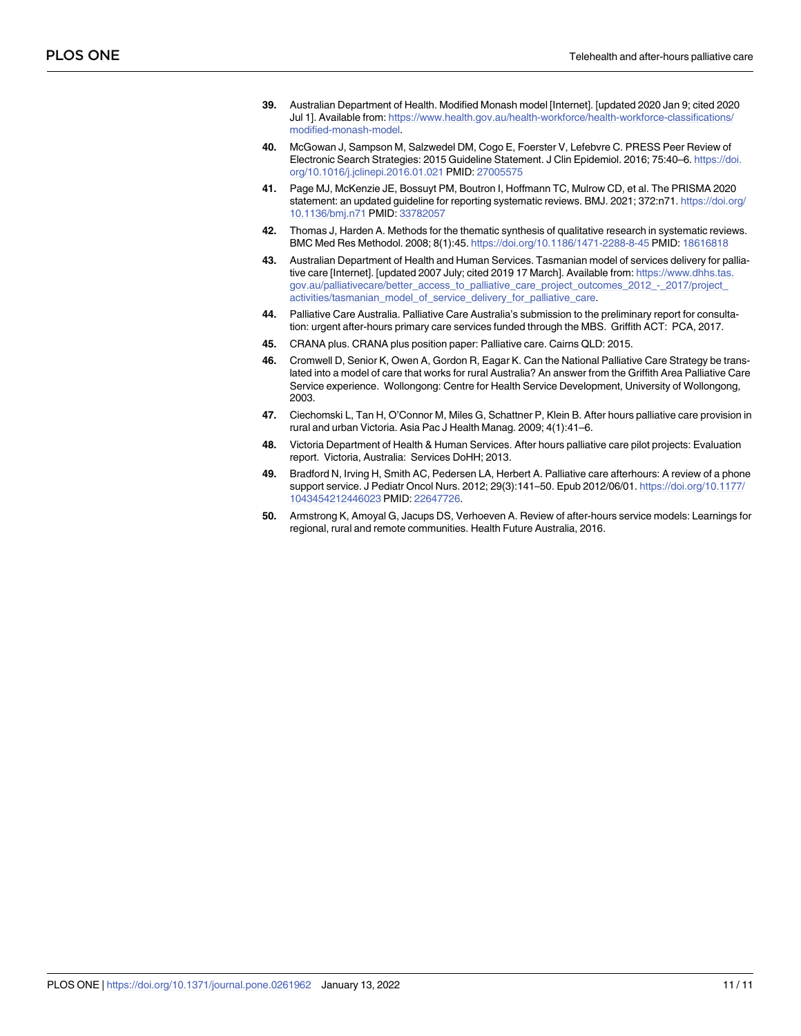39. Australian Department of Health. Modified Monash model [Internet]. [updated 2020 Jan 9; cited 2020 Jul 1]. Available from: https://www.health.gov.au/health-workforce/health-workforce-classifications/modified-monash-model.

40. McGowan J, Sampson M, Salzwedel DM, Cogo E, Foerster V, Lefebvre C. PRESS Peer Review of Electronic Search Strategies: 2015 Guideline Statement. J Clin Epidemiol. 2016; 75:40–6. https://doi.org/10.1016/j.jclinepi.2016.01.021 PMID: 27005575

41. Page MJ, McKenzie JE, Bossuyt PM, Boutron I, Hoffmann TC, Mulrow CD, et al. The PRISMA 2020 statement: an updated guideline for reporting systematic reviews. BMJ. 2021; 372:n71. https://doi.org/10.1136/bmj.n71 PMID: 33782057

42. Thomas J, Harden A. Methods for the thematic synthesis of qualitative research in systematic reviews. BMC Med Res Methodol. 2008; 8(1):45. https://doi.org/10.1186/1471-2288-8-45 PMID: 18616818

43. Australian Department of Health and Human Services. Tasmanian model of services delivery for palliative care [Internet]. [updated 2007 July; cited 2019 17 March]. Available from: https://www.dhhs.tas.gov.au/palliativecare/better_access_to_palliative_care_project_outcomes_2012_-_2017/project_activities/tasmanian_model_of_service_delivery_for_palliative_care.

44. Palliative Care Australia. Palliative Care Australia's submission to the preliminary report for consultation: urgent after-hours primary care services funded through the MBS. Griffith ACT: PCA, 2017.

45. CRANA plus. CRANA plus position paper: Palliative care. Cairns QLD: 2015.

46. Cromwell D, Senior K, Owen A, Gordon R, Eagar K. Can the National Palliative Care Strategy be translated into a model of care that works for rural Australia? An answer from the Griffith Area Palliative Care Service experience. Wollongong: Centre for Health Service Development, University of Wollongong, 2003.

47. Ciechomski L, Tan H, O'Connor M, Miles G, Schattner P, Klein B. After hours palliative care provision in rural and urban Victoria. Asia Pac J Health Manag. 2009; 4(1):41–6.

48. Victoria Department of Health & Human Services. After hours palliative care pilot projects: Evaluation report. Victoria, Australia: Services DoHH; 2013.

49. Bradford N, Irving H, Smith AC, Pedersen LA, Herbert A. Palliative care afterhours: A review of a phone support service. J Pediatr Oncol Nurs. 2012; 29(3):141–50. Epub 2012/06/01. https://doi.org/10.1177/1043454212446023 PMID: 22647726.

50. Armstrong K, Amoyal G, Jacups DS, Verhoeven A. Review of after-hours service models: Learnings for regional, rural and remote communities. Health Future Australia, 2016.